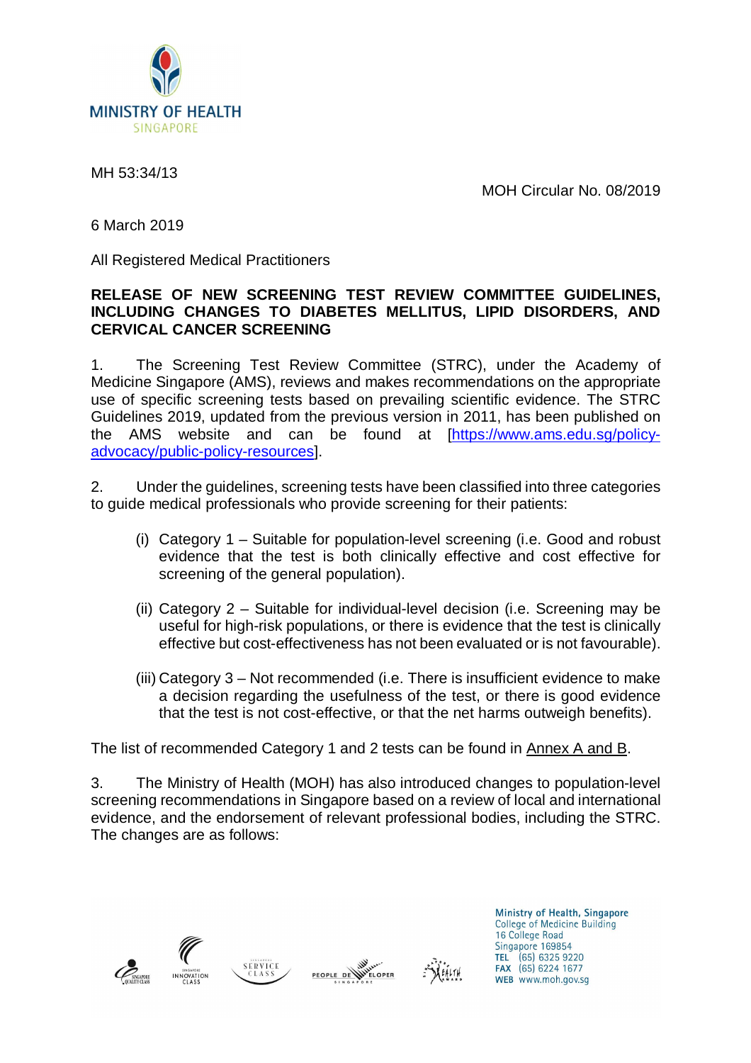MINISTRY OF HEALTH
SINGAPORE

MH 53:34/13

MOH Circular No. 08/2019

6 March 2019

All Registered Medical Practitioners

**RELEASE OF NEW SCREENING TEST REVIEW COMMITTEE GUIDELINES, INCLUDING CHANGES TO DIABETES MELLITUS, LIPID DISORDERS, AND CERVICAL CANCER SCREENING**

1. The Screening Test Review Committee (STRC), under the Academy of Medicine Singapore (AMS), reviews and makes recommendations on the appropriate use of specific screening tests based on prevailing scientific evidence. The STRC Guidelines 2019, updated from the previous version in 2011, has been published on the AMS website and can be found at [https://www.ams.edu.sg/policy-advocacy/public-policy-resources].

2. Under the guidelines, screening tests have been classified into three categories to guide medical professionals who provide screening for their patients:

   (i) Category 1 – Suitable for population-level screening (i.e. Good and robust evidence that the test is both clinically effective and cost effective for screening of the general population).

   (ii) Category 2 – Suitable for individual-level decision (i.e. Screening may be useful for high-risk populations, or there is evidence that the test is clinically effective but cost-effectiveness has not been evaluated or is not favourable).

   (iii) Category 3 – Not recommended (i.e. There is insufficient evidence to make a decision regarding the usefulness of the test, or there is good evidence that the test is not cost-effective, or that the net harms outweigh benefits).

The list of recommended Category 1 and 2 tests can be found in Annex A and B.

3. The Ministry of Health (MOH) has also introduced changes to population-level screening recommendations in Singapore based on a review of local and international evidence, and the endorsement of relevant professional bodies, including the STRC. The changes are as follows:

Ministry of Health, Singapore
College of Medicine Building
16 College Road
Singapore 169854
TEL (65) 6325 9220
FAX (65) 6224 1677
WEB www.moh.gov.sg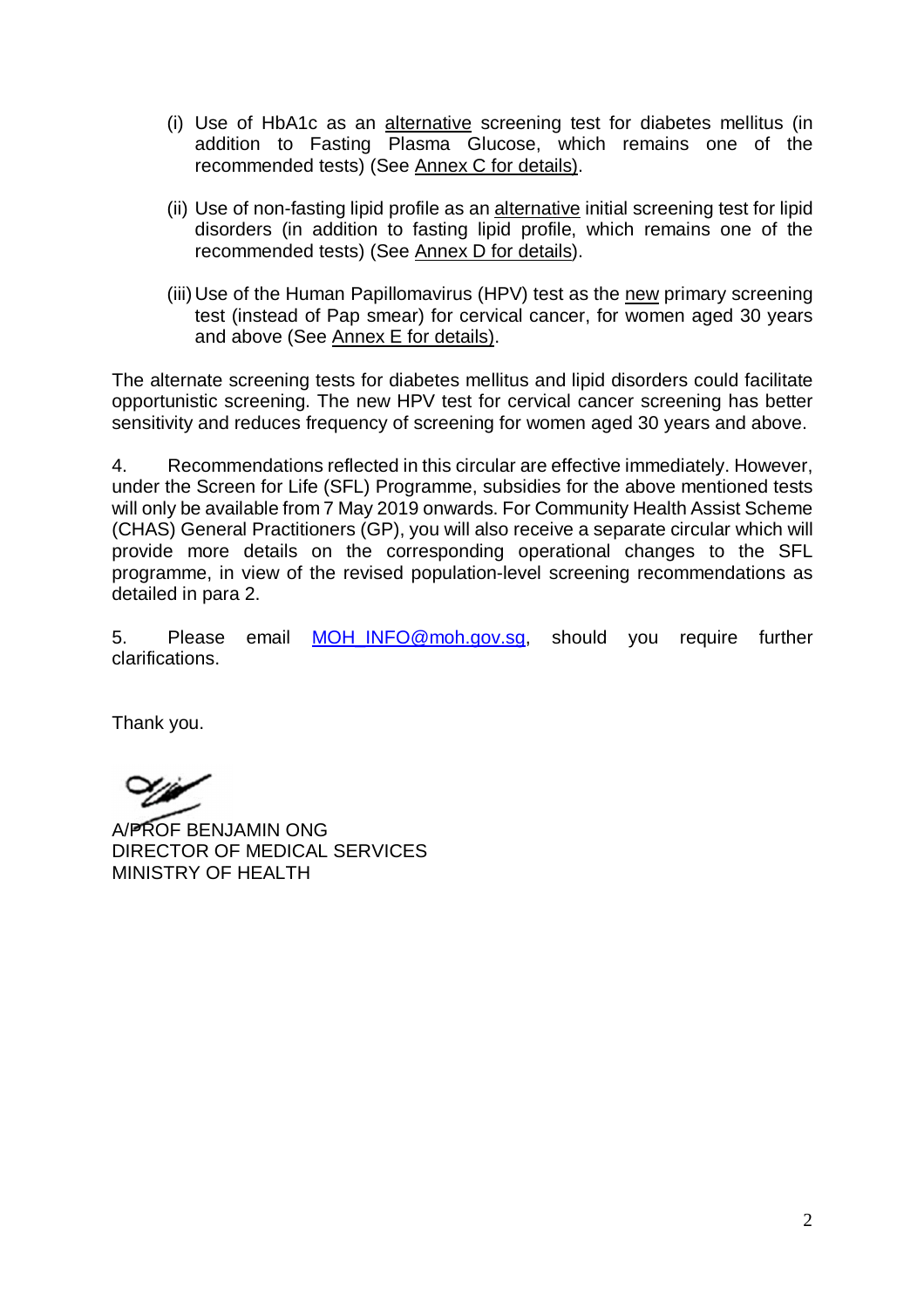(i) Use of HbA1c as an alternative screening test for diabetes mellitus (in addition to Fasting Plasma Glucose, which remains one of the recommended tests) (See Annex C for details).

(ii) Use of non-fasting lipid profile as an alternative initial screening test for lipid disorders (in addition to fasting lipid profile, which remains one of the recommended tests) (See Annex D for details).

(iii) Use of the Human Papillomavirus (HPV) test as the new primary screening test (instead of Pap smear) for cervical cancer, for women aged 30 years and above (See Annex E for details).

The alternate screening tests for diabetes mellitus and lipid disorders could facilitate opportunistic screening. The new HPV test for cervical cancer screening has better sensitivity and reduces frequency of screening for women aged 30 years and above.

4. Recommendations reflected in this circular are effective immediately. However, under the Screen for Life (SFL) Programme, subsidies for the above mentioned tests will only be available from 7 May 2019 onwards. For Community Health Assist Scheme (CHAS) General Practitioners (GP), you will also receive a separate circular which will provide more details on the corresponding operational changes to the SFL programme, in view of the revised population-level screening recommendations as detailed in para 2.

5. Please email MOH_INFO@moh.gov.sg, should you require further clarifications.

Thank you.

A/PROF BENJAMIN ONG
DIRECTOR OF MEDICAL SERVICES
MINISTRY OF HEALTH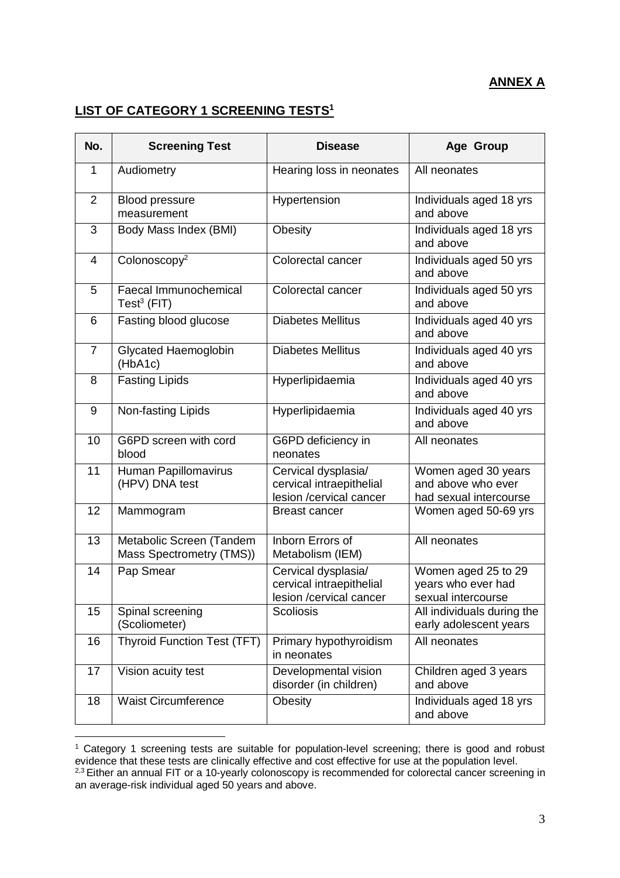**ANNEX A**

## LIST OF CATEGORY 1 SCREENING TESTS[1]

| No. | Screening Test | Disease | Age Group |
|---|---|---|---|
| 1 | Audiometry | Hearing loss in neonates | All neonates |
| 2 | Blood pressure measurement | Hypertension | Individuals aged 18 yrs and above |
| 3 | Body Mass Index (BMI) | Obesity | Individuals aged 18 yrs and above |
| 4 | Colonoscopy[2] | Colorectal cancer | Individuals aged 50 yrs and above |
| 5 | Faecal Immunochemical Test[3] (FIT) | Colorectal cancer | Individuals aged 50 yrs and above |
| 6 | Fasting blood glucose | Diabetes Mellitus | Individuals aged 40 yrs and above |
| 7 | Glycated Haemoglobin (HbA1c) | Diabetes Mellitus | Individuals aged 40 yrs and above |
| 8 | Fasting Lipids | Hyperlipidaemia | Individuals aged 40 yrs and above |
| 9 | Non-fasting Lipids | Hyperlipidaemia | Individuals aged 40 yrs and above |
| 10 | G6PD screen with cord blood | G6PD deficiency in neonates | All neonates |
| 11 | Human Papillomavirus (HPV) DNA test | Cervical dysplasia/ cervical intraepithelial lesion /cervical cancer | Women aged 30 years and above who ever had sexual intercourse |
| 12 | Mammogram | Breast cancer | Women aged 50-69 yrs |
| 13 | Metabolic Screen (Tandem Mass Spectrometry (TMS)) | Inborn Errors of Metabolism (IEM) | All neonates |
| 14 | Pap Smear | Cervical dysplasia/ cervical intraepithelial lesion /cervical cancer | Women aged 25 to 29 years who ever had sexual intercourse |
| 15 | Spinal screening (Scoliometer) | Scoliosis | All individuals during the early adolescent years |
| 16 | Thyroid Function Test (TFT) | Primary hypothyroidism in neonates | All neonates |
| 17 | Vision acuity test | Developmental vision disorder (in children) | Children aged 3 years and above |
| 18 | Waist Circumference | Obesity | Individuals aged 18 yrs and above |

[1] Category 1 screening tests are suitable for population-level screening; there is good and robust evidence that these tests are clinically effective and cost effective for use at the population level.

[2,3] Either an annual FIT or a 10-yearly colonoscopy is recommended for colorectal cancer screening in an average-risk individual aged 50 years and above.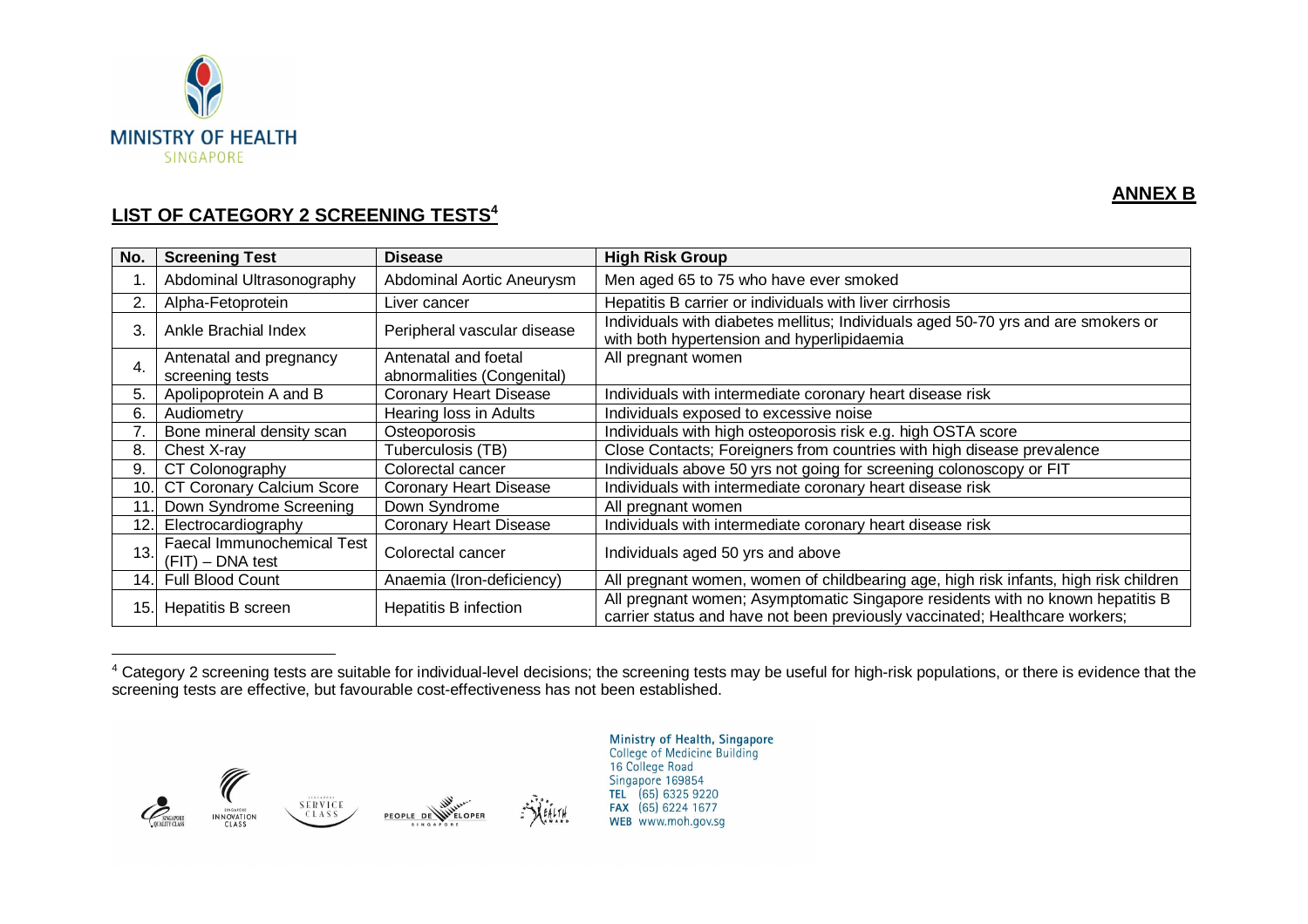**ANNEX B**

## LIST OF CATEGORY 2 SCREENING TESTS[4]

| No. | Screening Test | Disease | High Risk Group |
|---|---|---|---|
| 1. | Abdominal Ultrasonography | Abdominal Aortic Aneurysm | Men aged 65 to 75 who have ever smoked |
| 2. | Alpha-Fetoprotein | Liver cancer | Hepatitis B carrier or individuals with liver cirrhosis |
| 3. | Ankle Brachial Index | Peripheral vascular disease | Individuals with diabetes mellitus; Individuals aged 50-70 yrs and are smokers or with both hypertension and hyperlipidaemia |
| 4. | Antenatal and pregnancy screening tests | Antenatal and foetal abnormalities (Congenital) | All pregnant women |
| 5. | Apolipoprotein A and B | Coronary Heart Disease | Individuals with intermediate coronary heart disease risk |
| 6. | Audiometry | Hearing loss in Adults | Individuals exposed to excessive noise |
| 7. | Bone mineral density scan | Osteoporosis | Individuals with high osteoporosis risk e.g. high OSTA score |
| 8. | Chest X-ray | Tuberculosis (TB) | Close Contacts; Foreigners from countries with high disease prevalence |
| 9. | CT Colonography | Colorectal cancer | Individuals above 50 yrs not going for screening colonoscopy or FIT |
| 10. | CT Coronary Calcium Score | Coronary Heart Disease | Individuals with intermediate coronary heart disease risk |
| 11. | Down Syndrome Screening | Down Syndrome | All pregnant women |
| 12. | Electrocardiography | Coronary Heart Disease | Individuals with intermediate coronary heart disease risk |
| 13. | Faecal Immunochemical Test (FIT) – DNA test | Colorectal cancer | Individuals aged 50 yrs and above |
| 14. | Full Blood Count | Anaemia (Iron-deficiency) | All pregnant women, women of childbearing age, high risk infants, high risk children |
| 15. | Hepatitis B screen | Hepatitis B infection | All pregnant women; Asymptomatic Singapore residents with no known hepatitis B carrier status and have not been previously vaccinated; Healthcare workers; |

[4] Category 2 screening tests are suitable for individual-level decisions; the screening tests may be useful for high-risk populations, or there is evidence that the screening tests are effective, but favourable cost-effectiveness has not been established.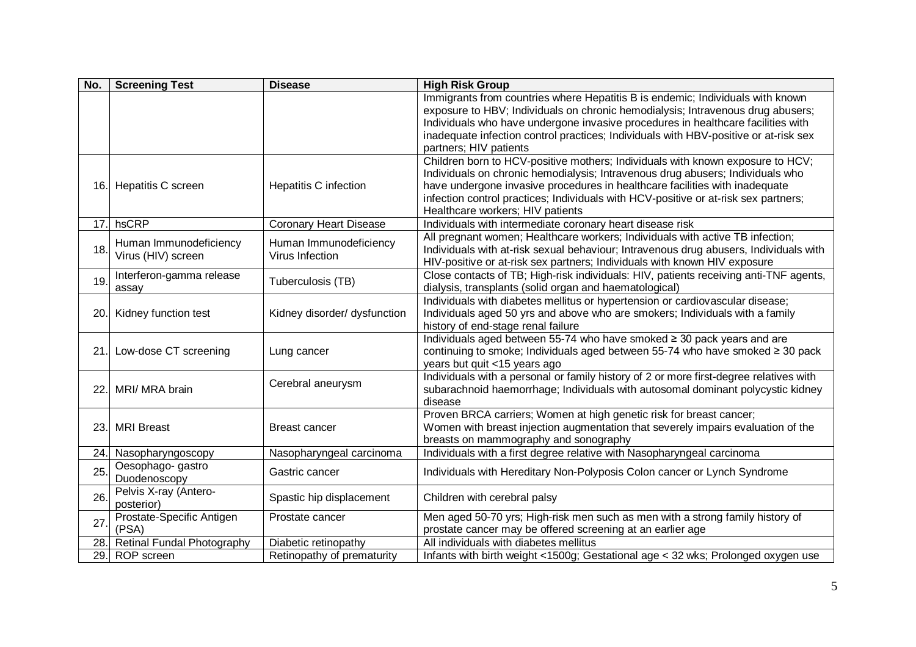| No. | Screening Test | Disease | High Risk Group |
|---|---|---|---|
| | | | Immigrants from countries where Hepatitis B is endemic; Individuals with known exposure to HBV; Individuals on chronic hemodialysis; Intravenous drug abusers; Individuals who have undergone invasive procedures in healthcare facilities with inadequate infection control practices; Individuals with HBV-positive or at-risk sex partners; HIV patients |
| 16. | Hepatitis C screen | Hepatitis C infection | Children born to HCV-positive mothers; Individuals with known exposure to HCV; Individuals on chronic hemodialysis; Intravenous drug abusers; Individuals who have undergone invasive procedures in healthcare facilities with inadequate infection control practices; Individuals with HCV-positive or at-risk sex partners; Healthcare workers; HIV patients |
| 17. | hsCRP | Coronary Heart Disease | Individuals with intermediate coronary heart disease risk |
| 18. | Human Immunodeficiency Virus (HIV) screen | Human Immunodeficiency Virus Infection | All pregnant women; Healthcare workers; Individuals with active TB infection; Individuals with at-risk sexual behaviour; Intravenous drug abusers, Individuals with HIV-positive or at-risk sex partners; Individuals with known HIV exposure |
| 19. | Interferon-gamma release assay | Tuberculosis (TB) | Close contacts of TB; High-risk individuals: HIV, patients receiving anti-TNF agents, dialysis, transplants (solid organ and haematological) |
| 20. | Kidney function test | Kidney disorder/ dysfunction | Individuals with diabetes mellitus or hypertension or cardiovascular disease; Individuals aged 50 yrs and above who are smokers; Individuals with a family history of end-stage renal failure |
| 21. | Low-dose CT screening | Lung cancer | Individuals aged between 55-74 who have smoked ≥ 30 pack years and are continuing to smoke; Individuals aged between 55-74 who have smoked ≥ 30 pack years but quit <15 years ago |
| 22. | MRI/ MRA brain | Cerebral aneurysm | Individuals with a personal or family history of 2 or more first-degree relatives with subarachnoid haemorrhage; Individuals with autosomal dominant polycystic kidney disease |
| 23. | MRI Breast | Breast cancer | Proven BRCA carriers; Women at high genetic risk for breast cancer; Women with breast injection augmentation that severely impairs evaluation of the breasts on mammography and sonography |
| 24. | Nasopharyngoscopy | Nasopharyngeal carcinoma | Individuals with a first degree relative with Nasopharyngeal carcinoma |
| 25. | Oesophago- gastro Duodenoscopy | Gastric cancer | Individuals with Hereditary Non-Polyposis Colon cancer or Lynch Syndrome |
| 26. | Pelvis X-ray (Antero-posterior) | Spastic hip displacement | Children with cerebral palsy |
| 27. | Prostate-Specific Antigen (PSA) | Prostate cancer | Men aged 50-70 yrs; High-risk men such as men with a strong family history of prostate cancer may be offered screening at an earlier age |
| 28. | Retinal Fundal Photography | Diabetic retinopathy | All individuals with diabetes mellitus |
| 29. | ROP screen | Retinopathy of prematurity | Infants with birth weight <1500g; Gestational age < 32 wks; Prolonged oxygen use |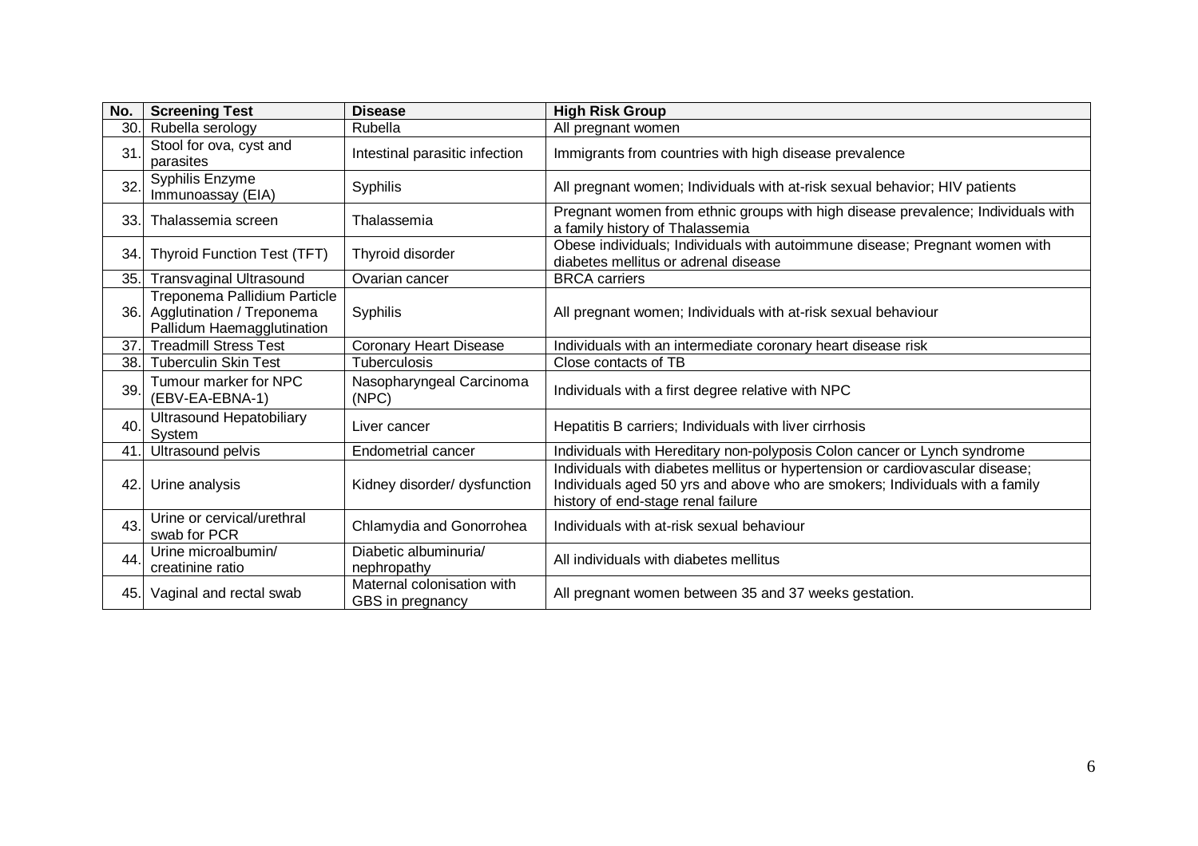| No. | Screening Test | Disease | High Risk Group |
|---|---|---|---|
| 30. | Rubella serology | Rubella | All pregnant women |
| 31. | Stool for ova, cyst and parasites | Intestinal parasitic infection | Immigrants from countries with high disease prevalence |
| 32. | Syphilis Enzyme Immunoassay (EIA) | Syphilis | All pregnant women; Individuals with at-risk sexual behavior; HIV patients |
| 33. | Thalassemia screen | Thalassemia | Pregnant women from ethnic groups with high disease prevalence; Individuals with a family history of Thalassemia |
| 34. | Thyroid Function Test (TFT) | Thyroid disorder | Obese individuals; Individuals with autoimmune disease; Pregnant women with diabetes mellitus or adrenal disease |
| 35. | Transvaginal Ultrasound | Ovarian cancer | BRCA carriers |
| 36. | Treponema Pallidium Particle Agglutination / Treponema Pallidum Haemagglutination | Syphilis | All pregnant women; Individuals with at-risk sexual behaviour |
| 37. | Treadmill Stress Test | Coronary Heart Disease | Individuals with an intermediate coronary heart disease risk |
| 38. | Tuberculin Skin Test | Tuberculosis | Close contacts of TB |
| 39. | Tumour marker for NPC (EBV-EA-EBNA-1) | Nasopharyngeal Carcinoma (NPC) | Individuals with a first degree relative with NPC |
| 40. | Ultrasound Hepatobiliary System | Liver cancer | Hepatitis B carriers; Individuals with liver cirrhosis |
| 41. | Ultrasound pelvis | Endometrial cancer | Individuals with Hereditary non-polyposis Colon cancer or Lynch syndrome |
| 42. | Urine analysis | Kidney disorder/ dysfunction | Individuals with diabetes mellitus or hypertension or cardiovascular disease; Individuals aged 50 yrs and above who are smokers; Individuals with a family history of end-stage renal failure |
| 43. | Urine or cervical/urethral swab for PCR | Chlamydia and Gonorrohea | Individuals with at-risk sexual behaviour |
| 44. | Urine microalbumin/ creatinine ratio | Diabetic albuminuria/ nephropathy | All individuals with diabetes mellitus |
| 45. | Vaginal and rectal swab | Maternal colonisation with GBS in pregnancy | All pregnant women between 35 and 37 weeks gestation. |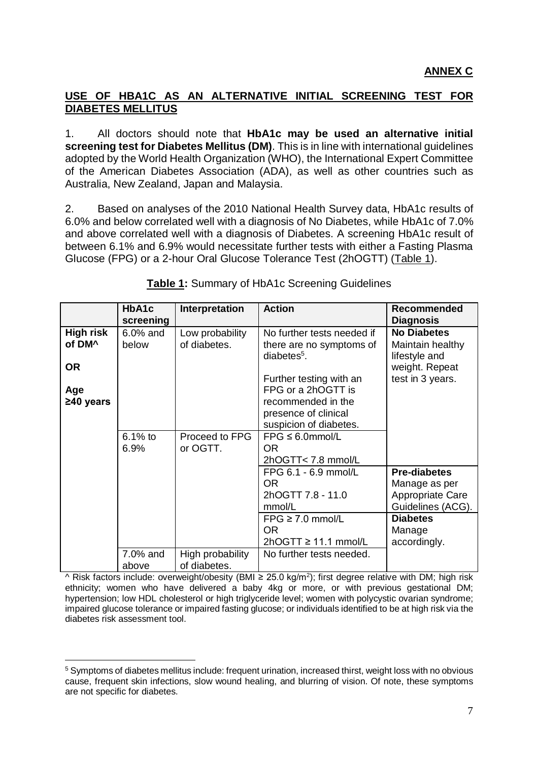**ANNEX C**

**USE OF HBA1C AS AN ALTERNATIVE INITIAL SCREENING TEST FOR DIABETES MELLITUS**

1. All doctors should note that **HbA1c may be used an alternative initial screening test for Diabetes Mellitus (DM)**. This is in line with international guidelines adopted by the World Health Organization (WHO), the International Expert Committee of the American Diabetes Association (ADA), as well as other countries such as Australia, New Zealand, Japan and Malaysia.

2. Based on analyses of the 2010 National Health Survey data, HbA1c results of 6.0% and below correlated well with a diagnosis of No Diabetes, while HbA1c of 7.0% and above correlated well with a diagnosis of Diabetes. A screening HbA1c result of between 6.1% and 6.9% would necessitate further tests with either a Fasting Plasma Glucose (FPG) or a 2-hour Oral Glucose Tolerance Test (2hOGTT) (Table 1).

**Table 1:** Summary of HbA1c Screening Guidelines

| | HbA1c screening | Interpretation | Action | Recommended Diagnosis |
|---|---|---|---|---|
| **High risk of DM^** **OR** **Age ≥40 years** | 6.0% and below | Low probability of diabetes. | No further tests needed if there are no symptoms of diabetes[5]. Further testing with an FPG or a 2hOGTT is recommended in the presence of clinical suspicion of diabetes. | **No Diabetes** Maintain healthy lifestyle and weight. Repeat test in 3 years. |
| | 6.1% to 6.9% | Proceed to FPG or OGTT. | FPG ≤ 6.0mmol/L OR 2hOGTT< 7.8 mmol/L | |
| | | | FPG 6.1 - 6.9 mmol/L OR 2hOGTT 7.8 - 11.0 mmol/L | **Pre-diabetes** Manage as per Appropriate Care Guidelines (ACG). |
| | | | FPG ≥ 7.0 mmol/L OR 2hOGTT ≥ 11.1 mmol/L | **Diabetes** Manage accordingly. |
| | 7.0% and above | High probability of diabetes. | No further tests needed. | |

^ Risk factors include: overweight/obesity (BMI ≥ 25.0 kg/m$^2$); first degree relative with DM; high risk ethnicity; women who have delivered a baby 4kg or more, or with previous gestational DM; hypertension; low HDL cholesterol or high triglyceride level; women with polycystic ovarian syndrome; impaired glucose tolerance or impaired fasting glucose; or individuals identified to be at high risk via the diabetes risk assessment tool.

[5] Symptoms of diabetes mellitus include: frequent urination, increased thirst, weight loss with no obvious cause, frequent skin infections, slow wound healing, and blurring of vision. Of note, these symptoms are not specific for diabetes.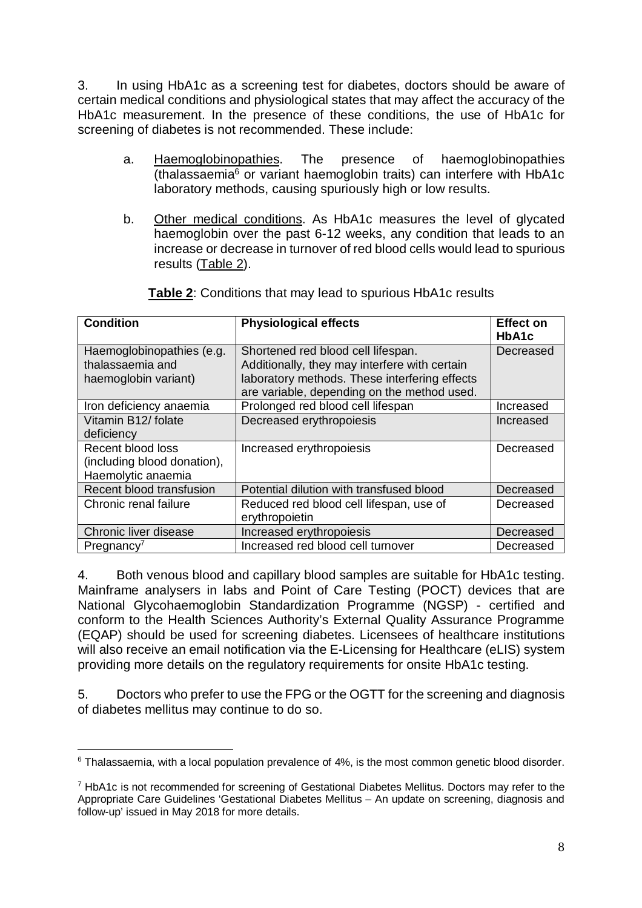3. In using HbA1c as a screening test for diabetes, doctors should be aware of certain medical conditions and physiological states that may affect the accuracy of the HbA1c measurement. In the presence of these conditions, the use of HbA1c for screening of diabetes is not recommended. These include:

  a. Haemoglobinopathies. The presence of haemoglobinopathies (thalassaemia[6] or variant haemoglobin traits) can interfere with HbA1c laboratory methods, causing spuriously high or low results.

  b. Other medical conditions. As HbA1c measures the level of glycated haemoglobin over the past 6-12 weeks, any condition that leads to an increase or decrease in turnover of red blood cells would lead to spurious results (Table 2).

**Table 2**: Conditions that may lead to spurious HbA1c results

| Condition | Physiological effects | Effect on HbA1c |
|---|---|---|
| Haemoglobinopathies (e.g. thalassaemia and haemoglobin variant) | Shortened red blood cell lifespan. Additionally, they may interfere with certain laboratory methods. These interfering effects are variable, depending on the method used. | Decreased |
| Iron deficiency anaemia | Prolonged red blood cell lifespan | Increased |
| Vitamin B12/ folate deficiency | Decreased erythropoiesis | Increased |
| Recent blood loss (including blood donation), Haemolytic anaemia | Increased erythropoiesis | Decreased |
| Recent blood transfusion | Potential dilution with transfused blood | Decreased |
| Chronic renal failure | Reduced red blood cell lifespan, use of erythropoietin | Decreased |
| Chronic liver disease | Increased erythropoiesis | Decreased |
| Pregnancy[7] | Increased red blood cell turnover | Decreased |

4. Both venous blood and capillary blood samples are suitable for HbA1c testing. Mainframe analysers in labs and Point of Care Testing (POCT) devices that are National Glycohaemoglobin Standardization Programme (NGSP) - certified and conform to the Health Sciences Authority's External Quality Assurance Programme (EQAP) should be used for screening diabetes. Licensees of healthcare institutions will also receive an email notification via the E-Licensing for Healthcare (eLIS) system providing more details on the regulatory requirements for onsite HbA1c testing.

5. Doctors who prefer to use the FPG or the OGTT for the screening and diagnosis of diabetes mellitus may continue to do so.

---

[6] Thalassaemia, with a local population prevalence of 4%, is the most common genetic blood disorder.

[7] HbA1c is not recommended for screening of Gestational Diabetes Mellitus. Doctors may refer to the Appropriate Care Guidelines 'Gestational Diabetes Mellitus – An update on screening, diagnosis and follow-up' issued in May 2018 for more details.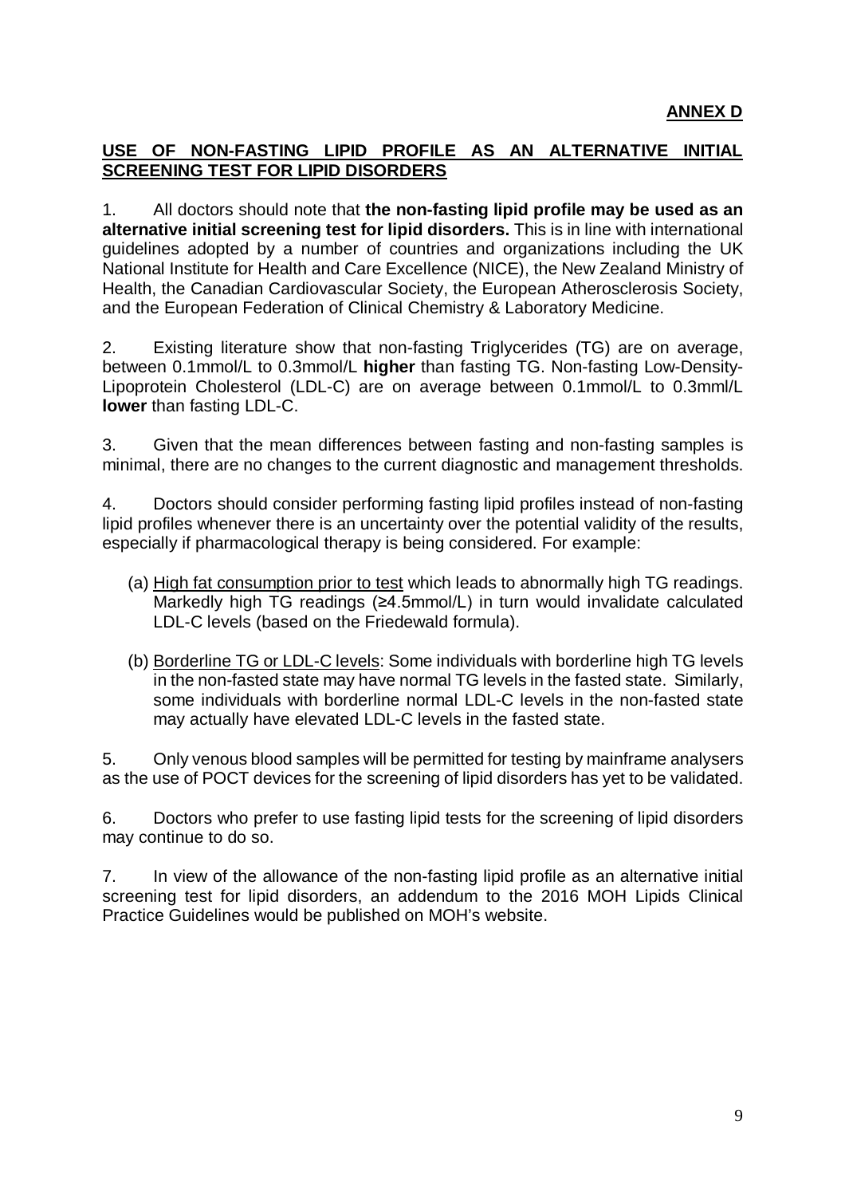**ANNEX D**

## USE OF NON-FASTING LIPID PROFILE AS AN ALTERNATIVE INITIAL SCREENING TEST FOR LIPID DISORDERS

1. All doctors should note that **the non-fasting lipid profile may be used as an alternative initial screening test for lipid disorders.** This is in line with international guidelines adopted by a number of countries and organizations including the UK National Institute for Health and Care Excellence (NICE), the New Zealand Ministry of Health, the Canadian Cardiovascular Society, the European Atherosclerosis Society, and the European Federation of Clinical Chemistry & Laboratory Medicine.

2. Existing literature show that non-fasting Triglycerides (TG) are on average, between 0.1mmol/L to 0.3mmol/L **higher** than fasting TG. Non-fasting Low-Density-Lipoprotein Cholesterol (LDL-C) are on average between 0.1mmol/L to 0.3mml/L **lower** than fasting LDL-C.

3. Given that the mean differences between fasting and non-fasting samples is minimal, there are no changes to the current diagnostic and management thresholds.

4. Doctors should consider performing fasting lipid profiles instead of non-fasting lipid profiles whenever there is an uncertainty over the potential validity of the results, especially if pharmacological therapy is being considered. For example:

   (a) High fat consumption prior to test which leads to abnormally high TG readings. Markedly high TG readings (≥4.5mmol/L) in turn would invalidate calculated LDL-C levels (based on the Friedewald formula).

   (b) Borderline TG or LDL-C levels: Some individuals with borderline high TG levels in the non-fasted state may have normal TG levels in the fasted state. Similarly, some individuals with borderline normal LDL-C levels in the non-fasted state may actually have elevated LDL-C levels in the fasted state.

5. Only venous blood samples will be permitted for testing by mainframe analysers as the use of POCT devices for the screening of lipid disorders has yet to be validated.

6. Doctors who prefer to use fasting lipid tests for the screening of lipid disorders may continue to do so.

7. In view of the allowance of the non-fasting lipid profile as an alternative initial screening test for lipid disorders, an addendum to the 2016 MOH Lipids Clinical Practice Guidelines would be published on MOH's website.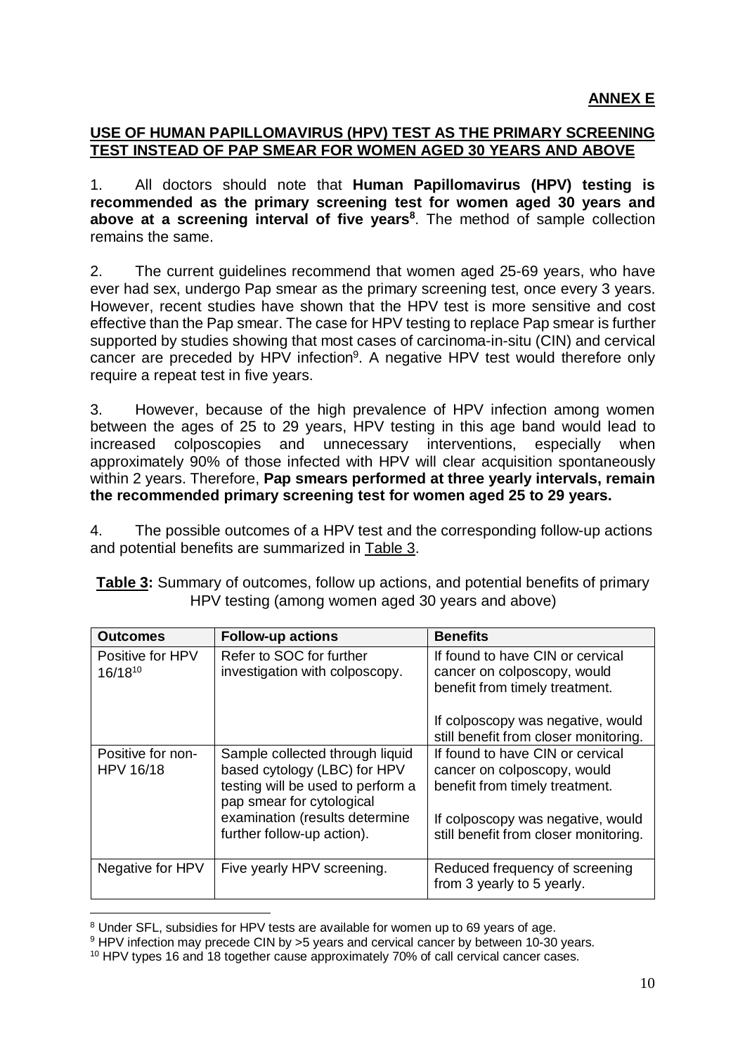**ANNEX E**

## **USE OF HUMAN PAPILLOMAVIRUS (HPV) TEST AS THE PRIMARY SCREENING TEST INSTEAD OF PAP SMEAR FOR WOMEN AGED 30 YEARS AND ABOVE**

1. All doctors should note that **Human Papillomavirus (HPV) testing is recommended as the primary screening test for women aged 30 years and above at a screening interval of five years**[8]. The method of sample collection remains the same.

2. The current guidelines recommend that women aged 25-69 years, who have ever had sex, undergo Pap smear as the primary screening test, once every 3 years. However, recent studies have shown that the HPV test is more sensitive and cost effective than the Pap smear. The case for HPV testing to replace Pap smear is further supported by studies showing that most cases of carcinoma-in-situ (CIN) and cervical cancer are preceded by HPV infection[9]. A negative HPV test would therefore only require a repeat test in five years.

3. However, because of the high prevalence of HPV infection among women between the ages of 25 to 29 years, HPV testing in this age band would lead to increased colposcopies and unnecessary interventions, especially when approximately 90% of those infected with HPV will clear acquisition spontaneously within 2 years. Therefore, **Pap smears performed at three yearly intervals, remain the recommended primary screening test for women aged 25 to 29 years.**

4. The possible outcomes of a HPV test and the corresponding follow-up actions and potential benefits are summarized in Table 3.

**Table 3:** Summary of outcomes, follow up actions, and potential benefits of primary HPV testing (among women aged 30 years and above)

| **Outcomes** | **Follow-up actions** | **Benefits** |
|---|---|---|
| Positive for HPV 16/18[10] | Refer to SOC for further investigation with colposcopy. | If found to have CIN or cervical cancer on colposcopy, would benefit from timely treatment.<br><br>If colposcopy was negative, would still benefit from closer monitoring. |
| Positive for non-HPV 16/18 | Sample collected through liquid based cytology (LBC) for HPV testing will be used to perform a pap smear for cytological examination (results determine further follow-up action). | If found to have CIN or cervical cancer on colposcopy, would benefit from timely treatment.<br><br>If colposcopy was negative, would still benefit from closer monitoring. |
| Negative for HPV | Five yearly HPV screening. | Reduced frequency of screening from 3 yearly to 5 yearly. |

---

[8] Under SFL, subsidies for HPV tests are available for women up to 69 years of age.

[9] HPV infection may precede CIN by >5 years and cervical cancer by between 10-30 years.

[10] HPV types 16 and 18 together cause approximately 70% of call cervical cancer cases.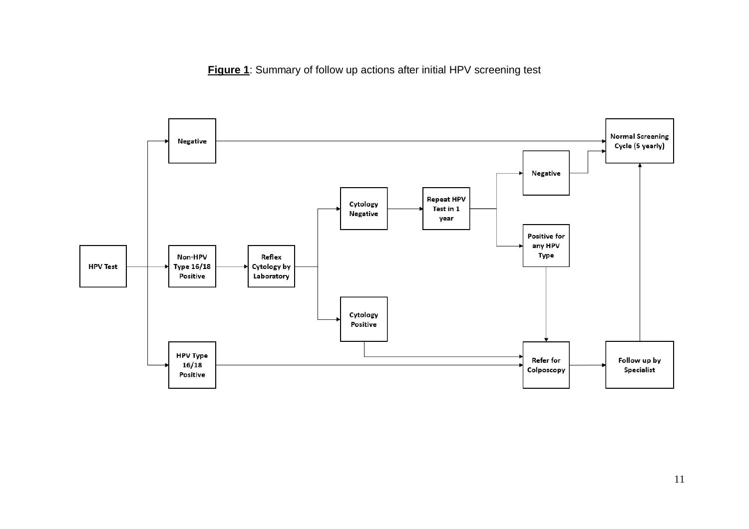**Figure 1**: Summary of follow up actions after initial HPV screening test

HPV Test

Negative

Non-HPV Type 16/18 Positive

HPV Type 16/18 Positive

Reflex Cytology by Laboratory

Cytology Negative

Cytology Positive

Repeat HPV Test in 1 year

Negative

Positive for any HPV Type

Normal Screening Cycle (5 yearly)

Refer for Colposcopy

Follow up by Specialist